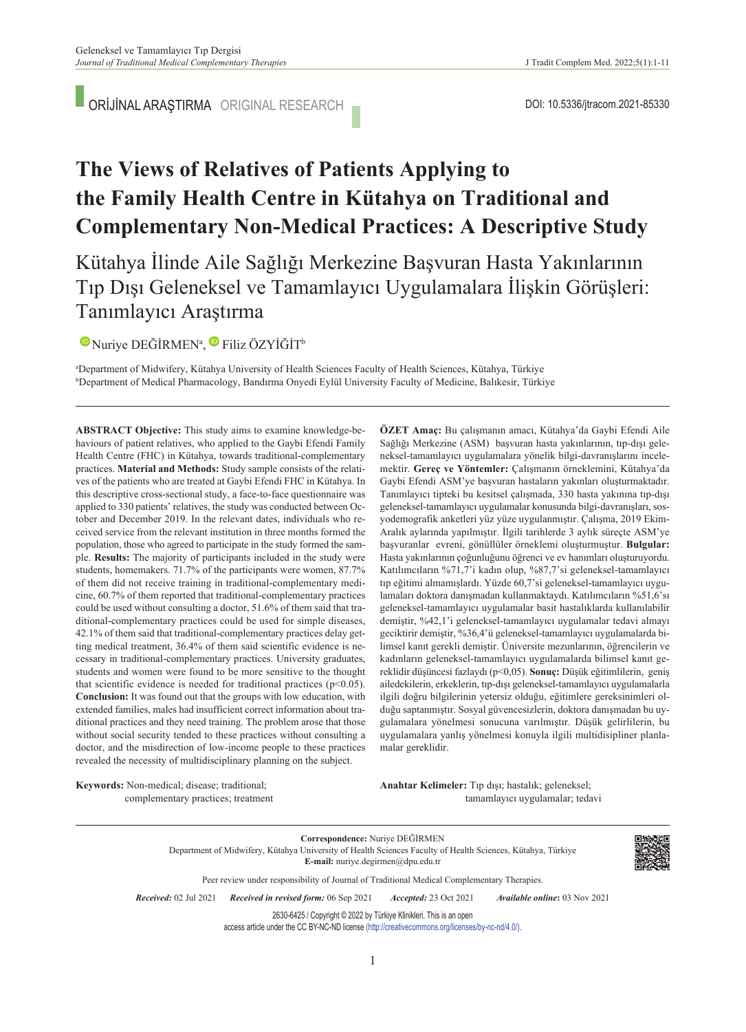ORİJİNAL ARAŞTIRMA ORIGINAL RESEARCH

DOI: 10.5336/jtracom.2021-85330

# The Views of Relatives of Patients Applying to the Family Health Centre in Kütahya on Traditional and Complementary Non-Medical Practices: A Descriptive Study

## Kütahya İlinde Aile Sağlığı Merkezine Başvuran Hasta Yakınlarının Tıp Dışı Geleneksel ve Tamamlayıcı Uygulamalara İlişkin Görüşleri: Tanımlayıcı Araştırma

Nuriye DEĞİRMEN[a], Filiz ÖZYİĞİT[b]

[a]Department of Midwifery, Kütahya University of Health Sciences Faculty of Health Sciences, Kütahya, Türkiye
[b]Department of Medical Pharmacology, Bandırma Onyedi Eylül University Faculty of Medicine, Balıkesir, Türkiye

**ABSTRACT Objective:** This study aims to examine knowledge-behaviours of patient relatives, who applied to the Gaybi Efendi Family Health Centre (FHC) in Kütahya, towards traditional-complementary practices. **Material and Methods:** Study sample consists of the relatives of the patients who are treated at Gaybi Efendi FHC in Kütahya. In this descriptive cross-sectional study, a face-to-face questionnaire was applied to 330 patients' relatives, the study was conducted between October and December 2019. In the relevant dates, individuals who received service from the relevant institution in three months formed the population, those who agreed to participate in the study formed the sample. **Results:** The majority of participants included in the study were students, homemakers. 71.7% of the participants were women, 87.7% of them did not receive training in traditional-complementary medicine, 60.7% of them reported that traditional-complementary practices could be used without consulting a doctor, 51.6% of them said that traditional-complementary practices could be used for simple diseases, 42.1% of them said that traditional-complementary practices delay getting medical treatment, 36.4% of them said scientific evidence is necessary in traditional-complementary practices. University graduates, students and women were found to be more sensitive to the thought that scientific evidence is needed for traditional practices ($p<0.05$). **Conclusion:** It was found out that the groups with low education, with extended families, males had insufficient correct information about traditional practices and they need training. The problem arose that those without social security tended to these practices without consulting a doctor, and the misdirection of low-income people to these practices revealed the necessity of multidisciplinary planning on the subject.

**Keywords:** Non-medical; disease; traditional; complementary practices; treatment

**ÖZET Amaç:** Bu çalışmanın amacı, Kütahya'da Gaybi Efendi Aile Sağlığı Merkezine (ASM) başvuran hasta yakınlarının, tıp-dışı geleneksel-tamamlayıcı uygulamalara yönelik bilgi-davranışlarını incelemektir. **Gereç ve Yöntemler:** Çalışmanın örneklemini, Kütahya'da Gaybi Efendi ASM'ye başvuran hastaların yakınları oluşturmaktadır. Tanımlayıcı tipteki bu kesitsel çalışmada, 330 hasta yakınına tıp-dışı geleneksel-tamamlayıcı uygulamalar konusunda bilgi-davranışları, sosyodemografik anketleri yüz yüze uygulanmıştır. Çalışma, 2019 Ekim-Aralık aylarında yapılmıştır. İlgili tarihlerde 3 aylık süreçte ASM'ye başvuranlar evreni, gönüllüler örneklemi oluşturmuştur. **Bulgular:** Hasta yakınlarının çoğunluğunu öğrenci ve ev hanımları oluşturuyordu. Katılımcıların %71,7'i kadın olup, %87,7'si geleneksel-tamamlayıcı tıp eğitimi almamışlardı. Yüzde 60,7'si geleneksel-tamamlayıcı uygulamaları doktora danışmadan kullanmaktaydı. Katılımcıların %51,6'sı geleneksel-tamamlayıcı uygulamalar basit hastalıklarda kullanılabilir demiştir, %42,1'i geleneksel-tamamlayıcı uygulamalar tedavi almayı geciktirir demiştir, %36,4'ü geleneksel-tamamlayıcı uygulamalarda bilimsel kanıt gerekli demiştir. Üniversite mezunlarının, öğrencilerin ve kadınların geleneksel-tamamlayıcı uygulamalarda bilimsel kanıt gereklidir düşüncesi fazlaydı ($p<0,05$). **Sonuç:** Düşük eğitimlilerin, geniş ailedekilerin, erkeklerin, tıp-dışı geleneksel-tamamlayıcı uygulamalarla ilgili doğru bilgilerinin yetersiz olduğu, eğitimlere gereksinimleri olduğu saptanmıştır. Sosyal güvencesizlerin, doktora danışmadan bu uygulamalara yönelmesi sonucuna varılmıştır. Düşük gelirlilerin, bu uygulamalara yanlış yönelmesi konuyla ilgili multidisipliner planlamalar gereklidir.

**Anahtar Kelimeler:** Tıp dışı; hastalık; geleneksel; tamamlayıcı uygulamalar; tedavi

**Correspondence:** Nuriye DEĞİRMEN
Department of Midwifery, Kütahya University of Health Sciences Faculty of Health Sciences, Kütahya, Türkiye
**E-mail:** nuriye.degirmen@dpu.edu.tr

Peer review under responsibility of Journal of Traditional Medical Complementary Therapies.

*Received:* 02 Jul 2021 *Received in revised form:* 06 Sep 2021 *Accepted:* 23 Oct 2021 *Available online*: 03 Nov 2021

2630-6425 / Copyright © 2022 by Türkiye Klinikleri. This is an open access article under the CC BY-NC-ND license (http://creativecommons.org/licenses/by-nc-nd/4.0/).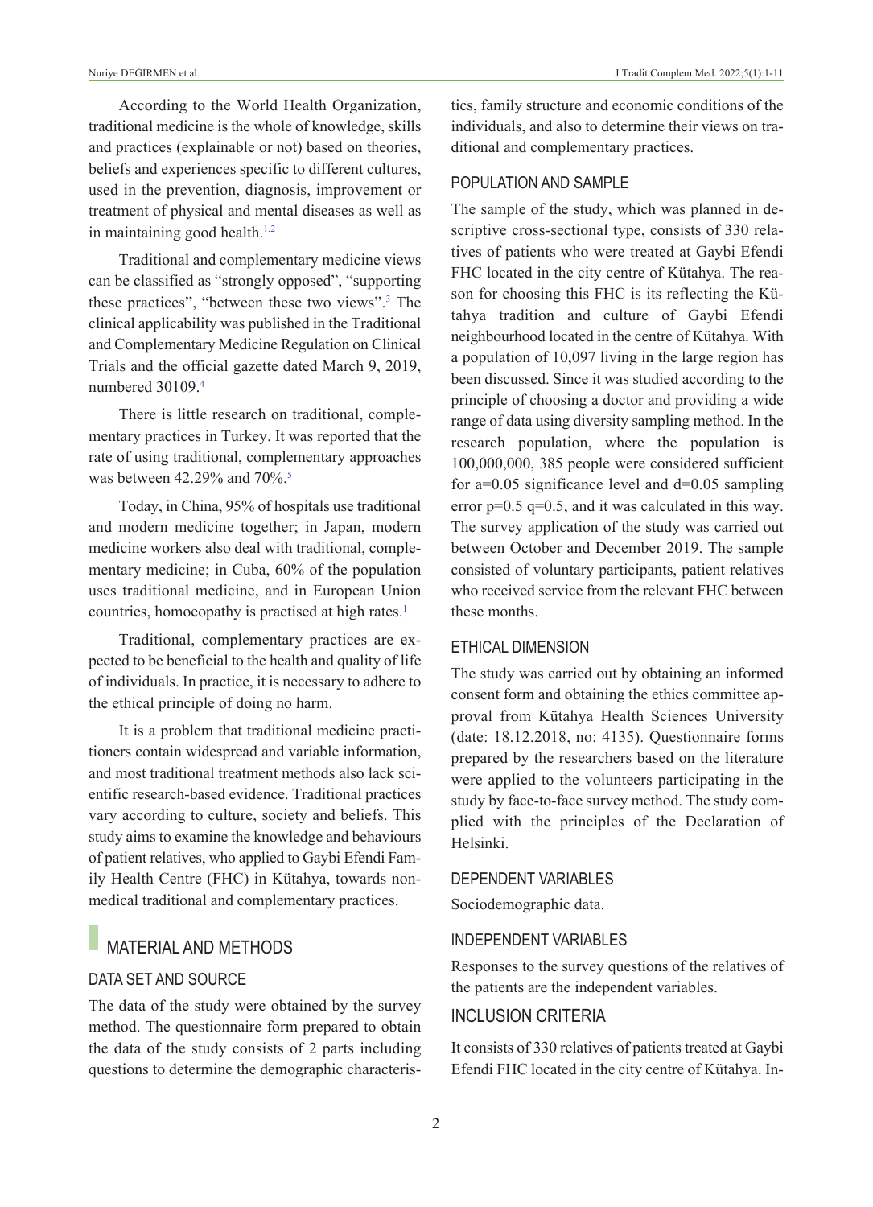According to the World Health Organization, traditional medicine is the whole of knowledge, skills and practices (explainable or not) based on theories, beliefs and experiences specific to different cultures, used in the prevention, diagnosis, improvement or treatment of physical and mental diseases as well as in maintaining good health.[1,2]

Traditional and complementary medicine views can be classified as "strongly opposed", "supporting these practices", "between these two views".[3] The clinical applicability was published in the Traditional and Complementary Medicine Regulation on Clinical Trials and the official gazette dated March 9, 2019, numbered 30109.[4]

There is little research on traditional, complementary practices in Turkey. It was reported that the rate of using traditional, complementary approaches was between 42.29% and 70%.[5]

Today, in China, 95% of hospitals use traditional and modern medicine together; in Japan, modern medicine workers also deal with traditional, complementary medicine; in Cuba, 60% of the population uses traditional medicine, and in European Union countries, homoeopathy is practised at high rates.[1]

Traditional, complementary practices are expected to be beneficial to the health and quality of life of individuals. In practice, it is necessary to adhere to the ethical principle of doing no harm.

It is a problem that traditional medicine practitioners contain widespread and variable information, and most traditional treatment methods also lack scientific research-based evidence. Traditional practices vary according to culture, society and beliefs. This study aims to examine the knowledge and behaviours of patient relatives, who applied to Gaybi Efendi Family Health Centre (FHC) in Kütahya, towards non-medical traditional and complementary practices.

# MATERIAL AND METHODS

## DATA SET AND SOURCE

The data of the study were obtained by the survey method. The questionnaire form prepared to obtain the data of the study consists of 2 parts including questions to determine the demographic characteristics, family structure and economic conditions of the individuals, and also to determine their views on traditional and complementary practices.

## POPULATION AND SAMPLE

The sample of the study, which was planned in descriptive cross-sectional type, consists of 330 relatives of patients who were treated at Gaybi Efendi FHC located in the city centre of Kütahya. The reason for choosing this FHC is its reflecting the Kütahya tradition and culture of Gaybi Efendi neighbourhood located in the centre of Kütahya. With a population of 10,097 living in the large region has been discussed. Since it was studied according to the principle of choosing a doctor and providing a wide range of data using diversity sampling method. In the research population, where the population is 100,000,000, 385 people were considered sufficient for a=0.05 significance level and d=0.05 sampling error p=0.5 q=0.5, and it was calculated in this way. The survey application of the study was carried out between October and December 2019. The sample consisted of voluntary participants, patient relatives who received service from the relevant FHC between these months.

## ETHICAL DIMENSION

The study was carried out by obtaining an informed consent form and obtaining the ethics committee approval from Kütahya Health Sciences University (date: 18.12.2018, no: 4135). Questionnaire forms prepared by the researchers based on the literature were applied to the volunteers participating in the study by face-to-face survey method. The study complied with the principles of the Declaration of Helsinki.

## DEPENDENT VARIABLES

Sociodemographic data.

## INDEPENDENT VARIABLES

Responses to the survey questions of the relatives of the patients are the independent variables.

## INCLUSION CRITERIA

It consists of 330 relatives of patients treated at Gaybi Efendi FHC located in the city centre of Kütahya. In-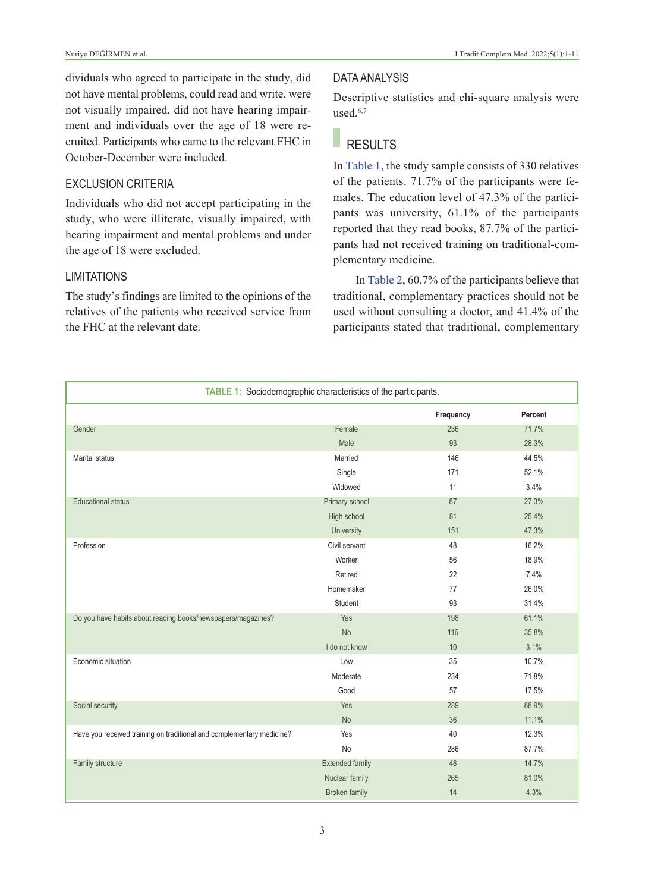dividuals who agreed to participate in the study, did not have mental problems, could read and write, were not visually impaired, did not have hearing impairment and individuals over the age of 18 were recruited. Participants who came to the relevant FHC in October-December were included.

### EXCLUSION CRITERIA

Individuals who did not accept participating in the study, who were illiterate, visually impaired, with hearing impairment and mental problems and under the age of 18 were excluded.

### LIMITATIONS

The study's findings are limited to the opinions of the relatives of the patients who received service from the FHC at the relevant date.

### DATA ANALYSIS

Descriptive statistics and chi-square analysis were used.[6,7]

## RESULTS

In Table 1, the study sample consists of 330 relatives of the patients. 71.7% of the participants were females. The education level of 47.3% of the participants was university, 61.1% of the participants reported that they read books, 87.7% of the participants had not received training on traditional-complementary medicine.

In Table 2, 60.7% of the participants believe that traditional, complementary practices should not be used without consulting a doctor, and 41.4% of the participants stated that traditional, complementary

**TABLE 1:** Sociodemographic characteristics of the participants.

| | | Frequency | Percent |
|---|---|---|---|
| Gender | Female | 236 | 71.7% |
| | Male | 93 | 28.3% |
| Marital status | Married | 146 | 44.5% |
| | Single | 171 | 52.1% |
| | Widowed | 11 | 3.4% |
| Educational status | Primary school | 87 | 27.3% |
| | High school | 81 | 25.4% |
| | University | 151 | 47.3% |
| Profession | Civil servant | 48 | 16.2% |
| | Worker | 56 | 18.9% |
| | Retired | 22 | 7.4% |
| | Homemaker | 77 | 26.0% |
| | Student | 93 | 31.4% |
| Do you have habits about reading books/newspapers/magazines? | Yes | 198 | 61.1% |
| | No | 116 | 35.8% |
| | I do not know | 10 | 3.1% |
| Economic situation | Low | 35 | 10.7% |
| | Moderate | 234 | 71.8% |
| | Good | 57 | 17.5% |
| Social security | Yes | 289 | 88.9% |
| | No | 36 | 11.1% |
| Have you received training on traditional and complementary medicine? | Yes | 40 | 12.3% |
| | No | 286 | 87.7% |
| Family structure | Extended family | 48 | 14.7% |
| | Nuclear family | 265 | 81.0% |
| | Broken family | 14 | 4.3% |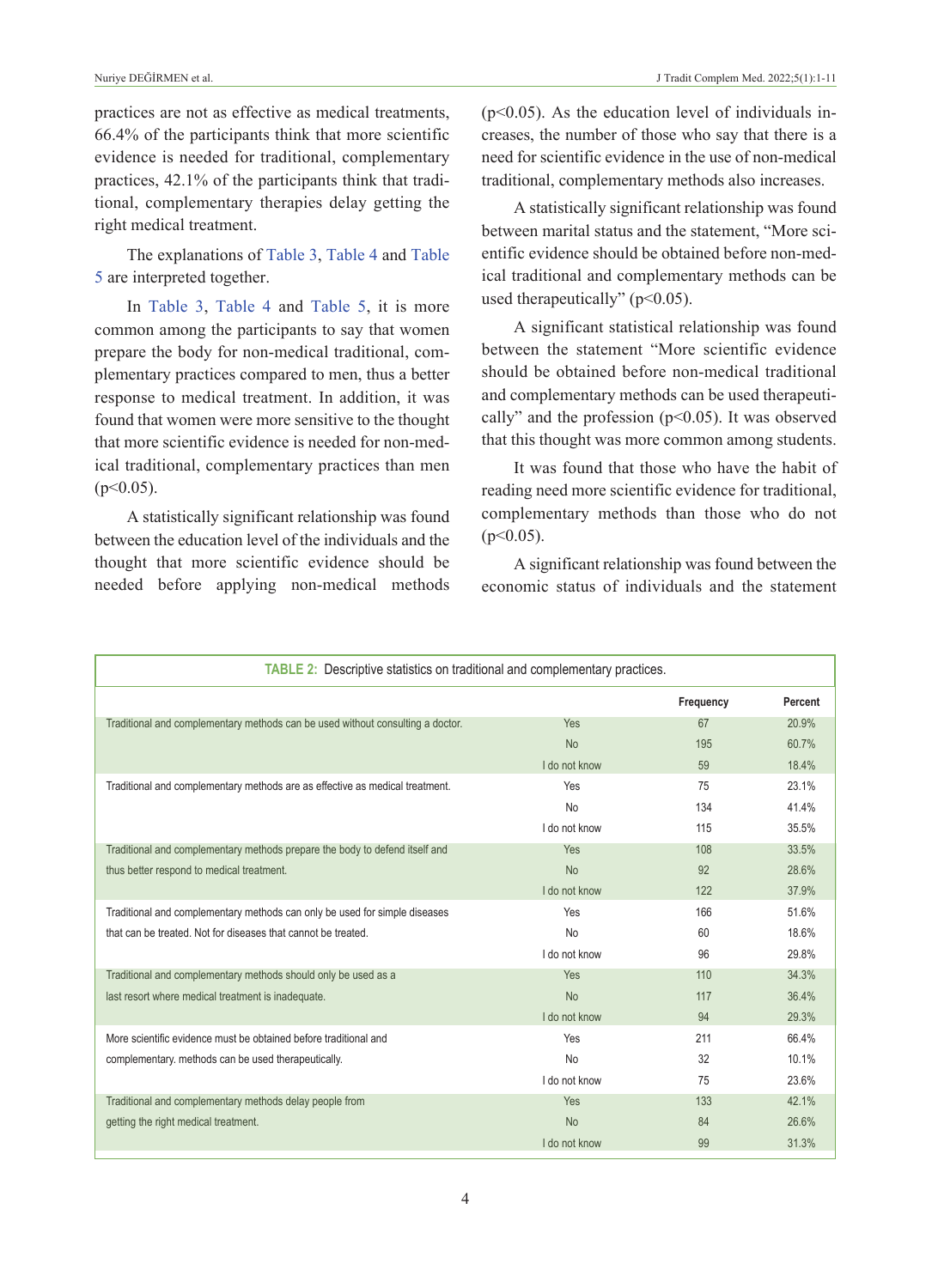practices are not as effective as medical treatments, 66.4% of the participants think that more scientific evidence is needed for traditional, complementary practices, 42.1% of the participants think that traditional, complementary therapies delay getting the right medical treatment.

The explanations of Table 3, Table 4 and Table 5 are interpreted together.

In Table 3, Table 4 and Table 5, it is more common among the participants to say that women prepare the body for non-medical traditional, complementary practices compared to men, thus a better response to medical treatment. In addition, it was found that women were more sensitive to the thought that more scientific evidence is needed for non-medical traditional, complementary practices than men ($p<0.05$).

A statistically significant relationship was found between the education level of the individuals and the thought that more scientific evidence should be needed before applying non-medical methods ($p<0.05$). As the education level of individuals increases, the number of those who say that there is a need for scientific evidence in the use of non-medical traditional, complementary methods also increases.

A statistically significant relationship was found between marital status and the statement, "More scientific evidence should be obtained before non-medical traditional and complementary methods can be used therapeutically" ($p<0.05$).

A significant statistical relationship was found between the statement "More scientific evidence should be obtained before non-medical traditional and complementary methods can be used therapeutically" and the profession ($p<0.05$). It was observed that this thought was more common among students.

It was found that those who have the habit of reading need more scientific evidence for traditional, complementary methods than those who do not ($p<0.05$).

A significant relationship was found between the economic status of individuals and the statement

**TABLE 2:** Descriptive statistics on traditional and complementary practices.

| | | Frequency | Percent |
|---|---|---|---|
| Traditional and complementary methods can be used without consulting a doctor. | Yes | 67 | 20.9% |
| | No | 195 | 60.7% |
| | I do not know | 59 | 18.4% |
| Traditional and complementary methods are as effective as medical treatment. | Yes | 75 | 23.1% |
| | No | 134 | 41.4% |
| | I do not know | 115 | 35.5% |
| Traditional and complementary methods prepare the body to defend itself and thus better respond to medical treatment. | Yes | 108 | 33.5% |
| | No | 92 | 28.6% |
| | I do not know | 122 | 37.9% |
| Traditional and complementary methods can only be used for simple diseases that can be treated. Not for diseases that cannot be treated. | Yes | 166 | 51.6% |
| | No | 60 | 18.6% |
| | I do not know | 96 | 29.8% |
| Traditional and complementary methods should only be used as a last resort where medical treatment is inadequate. | Yes | 110 | 34.3% |
| | No | 117 | 36.4% |
| | I do not know | 94 | 29.3% |
| More scientific evidence must be obtained before traditional and complementary. methods can be used therapeutically. | Yes | 211 | 66.4% |
| | No | 32 | 10.1% |
| | I do not know | 75 | 23.6% |
| Traditional and complementary methods delay people from getting the right medical treatment. | Yes | 133 | 42.1% |
| | No | 84 | 26.6% |
| | I do not know | 99 | 31.3% |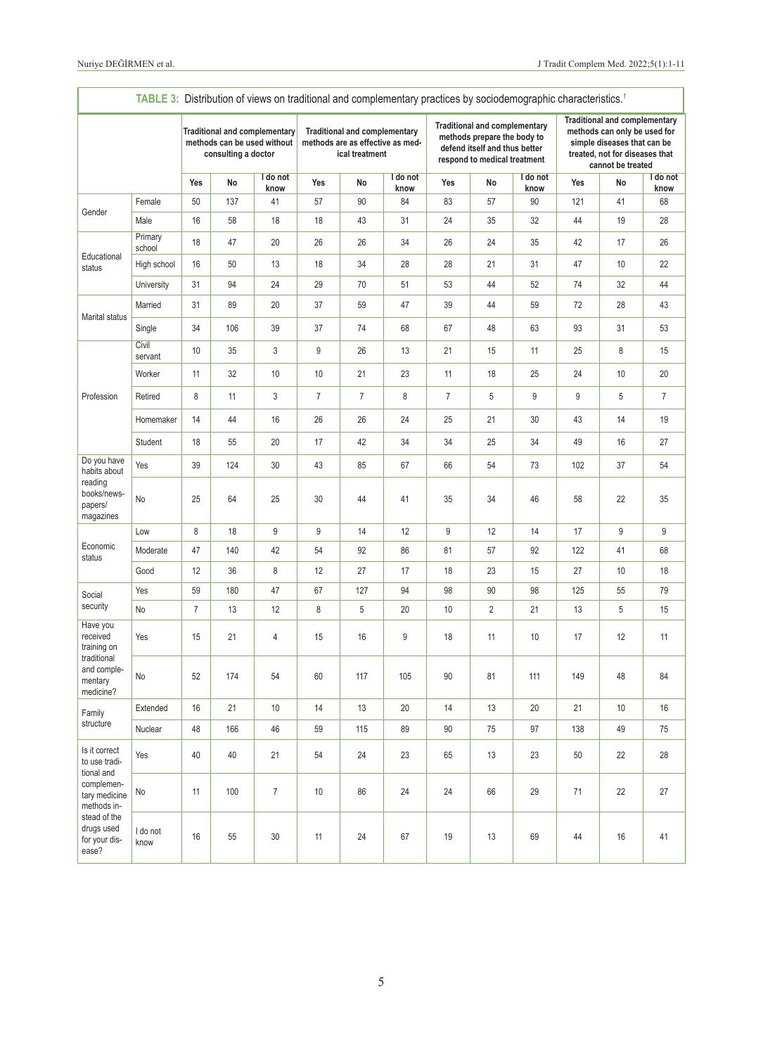**TABLE 3:** Distribution of views on traditional and complementary practices by sociodemographic characteristics.[1]

| | | Traditional and complementary methods can be used without consulting a doctor | | | Traditional and complementary methods are as effective as medical treatment | | | Traditional and complementary methods prepare the body to defend itself and thus better respond to medical treatment | | | Traditional and complementary methods can only be used for simple diseases that can be treated, not for diseases that cannot be treated | | |
|---|---|---|---|---|---|---|---|---|---|---|---|---|---|
| | | Yes | No | I do not know | Yes | No | I do not know | Yes | No | I do not know | Yes | No | I do not know |
| Gender | Female | 50 | 137 | 41 | 57 | 90 | 84 | 83 | 57 | 90 | 121 | 41 | 68 |
| | Male | 16 | 58 | 18 | 18 | 43 | 31 | 24 | 35 | 32 | 44 | 19 | 28 |
| Educational status | Primary school | 18 | 47 | 20 | 26 | 26 | 34 | 26 | 24 | 35 | 42 | 17 | 26 |
| | High school | 16 | 50 | 13 | 18 | 34 | 28 | 28 | 21 | 31 | 47 | 10 | 22 |
| | University | 31 | 94 | 24 | 29 | 70 | 51 | 53 | 44 | 52 | 74 | 32 | 44 |
| Marital status | Married | 31 | 89 | 20 | 37 | 59 | 47 | 39 | 44 | 59 | 72 | 28 | 43 |
| | Single | 34 | 106 | 39 | 37 | 74 | 68 | 67 | 48 | 63 | 93 | 31 | 53 |
| Profession | Civil servant | 10 | 35 | 3 | 9 | 26 | 13 | 21 | 15 | 11 | 25 | 8 | 15 |
| | Worker | 11 | 32 | 10 | 10 | 21 | 23 | 11 | 18 | 25 | 24 | 10 | 20 |
| | Retired | 8 | 11 | 3 | 7 | 7 | 8 | 7 | 5 | 9 | 9 | 5 | 7 |
| | Homemaker | 14 | 44 | 16 | 26 | 26 | 24 | 25 | 21 | 30 | 43 | 14 | 19 |
| | Student | 18 | 55 | 20 | 17 | 42 | 34 | 34 | 25 | 34 | 49 | 16 | 27 |
| Do you have habits about reading books/newspapers/magazines | Yes | 39 | 124 | 30 | 43 | 85 | 67 | 66 | 54 | 73 | 102 | 37 | 54 |
| | No | 25 | 64 | 25 | 30 | 44 | 41 | 35 | 34 | 46 | 58 | 22 | 35 |
| Economic status | Low | 8 | 18 | 9 | 9 | 14 | 12 | 9 | 12 | 14 | 17 | 9 | 9 |
| | Moderate | 47 | 140 | 42 | 54 | 92 | 86 | 81 | 57 | 92 | 122 | 41 | 68 |
| | Good | 12 | 36 | 8 | 12 | 27 | 17 | 18 | 23 | 15 | 27 | 10 | 18 |
| Social security | Yes | 59 | 180 | 47 | 67 | 127 | 94 | 98 | 90 | 98 | 125 | 55 | 79 |
| | No | 7 | 13 | 12 | 8 | 5 | 20 | 10 | 2 | 21 | 13 | 5 | 15 |
| Have you received training on traditional and complementary medicine? | Yes | 15 | 21 | 4 | 15 | 16 | 9 | 18 | 11 | 10 | 17 | 12 | 11 |
| | No | 52 | 174 | 54 | 60 | 117 | 105 | 90 | 81 | 111 | 149 | 48 | 84 |
| Family structure | Extended | 16 | 21 | 10 | 14 | 13 | 20 | 14 | 13 | 20 | 21 | 10 | 16 |
| | Nuclear | 48 | 166 | 46 | 59 | 115 | 89 | 90 | 75 | 97 | 138 | 49 | 75 |
| Is it correct to use traditional and complementary medicine methods instead of the drugs used for your disease? | Yes | 40 | 40 | 21 | 54 | 24 | 23 | 65 | 13 | 23 | 50 | 22 | 28 |
| | No | 11 | 100 | 7 | 10 | 86 | 24 | 24 | 66 | 29 | 71 | 22 | 27 |
| | I do not know | 16 | 55 | 30 | 11 | 24 | 67 | 19 | 13 | 69 | 44 | 16 | 41 |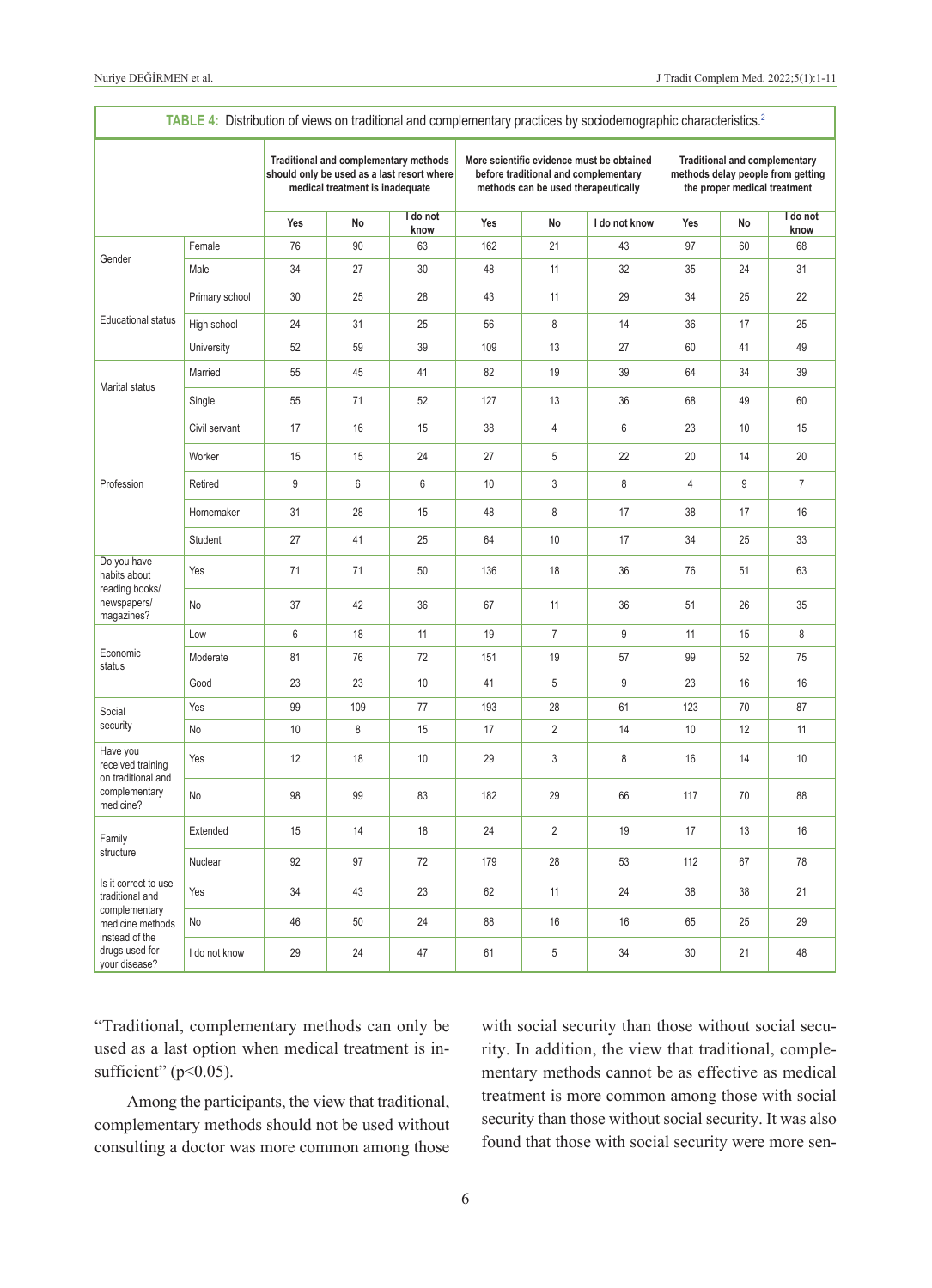**TABLE 4:** Distribution of views on traditional and complementary practices by sociodemographic characteristics.[2]

| | | Traditional and complementary methods should only be used as a last resort where medical treatment is inadequate | | | More scientific evidence must be obtained before traditional and complementary methods can be used therapeutically | | | Traditional and complementary methods delay people from getting the proper medical treatment | | |
|---|---|---|---|---|---|---|---|---|---|---|
| | | Yes | No | I do not know | Yes | No | I do not know | Yes | No | I do not know |
| Gender | Female | 76 | 90 | 63 | 162 | 21 | 43 | 97 | 60 | 68 |
| | Male | 34 | 27 | 30 | 48 | 11 | 32 | 35 | 24 | 31 |
| Educational status | Primary school | 30 | 25 | 28 | 43 | 11 | 29 | 34 | 25 | 22 |
| | High school | 24 | 31 | 25 | 56 | 8 | 14 | 36 | 17 | 25 |
| | University | 52 | 59 | 39 | 109 | 13 | 27 | 60 | 41 | 49 |
| Marital status | Married | 55 | 45 | 41 | 82 | 19 | 39 | 64 | 34 | 39 |
| | Single | 55 | 71 | 52 | 127 | 13 | 36 | 68 | 49 | 60 |
| Profession | Civil servant | 17 | 16 | 15 | 38 | 4 | 6 | 23 | 10 | 15 |
| | Worker | 15 | 15 | 24 | 27 | 5 | 22 | 20 | 14 | 20 |
| | Retired | 9 | 6 | 6 | 10 | 3 | 8 | 4 | 9 | 7 |
| | Homemaker | 31 | 28 | 15 | 48 | 8 | 17 | 38 | 17 | 16 |
| | Student | 27 | 41 | 25 | 64 | 10 | 17 | 34 | 25 | 33 |
| Do you have habits about reading books/ newspapers/ magazines? | Yes | 71 | 71 | 50 | 136 | 18 | 36 | 76 | 51 | 63 |
| | No | 37 | 42 | 36 | 67 | 11 | 36 | 51 | 26 | 35 |
| Economic status | Low | 6 | 18 | 11 | 19 | 7 | 9 | 11 | 15 | 8 |
| | Moderate | 81 | 76 | 72 | 151 | 19 | 57 | 99 | 52 | 75 |
| | Good | 23 | 23 | 10 | 41 | 5 | 9 | 23 | 16 | 16 |
| Social security | Yes | 99 | 109 | 77 | 193 | 28 | 61 | 123 | 70 | 87 |
| | No | 10 | 8 | 15 | 17 | 2 | 14 | 10 | 12 | 11 |
| Have you received training on traditional and complementary medicine? | Yes | 12 | 18 | 10 | 29 | 3 | 8 | 16 | 14 | 10 |
| | No | 98 | 99 | 83 | 182 | 29 | 66 | 117 | 70 | 88 |
| Family structure | Extended | 15 | 14 | 18 | 24 | 2 | 19 | 17 | 13 | 16 |
| | Nuclear | 92 | 97 | 72 | 179 | 28 | 53 | 112 | 67 | 78 |
| Is it correct to use traditional and complementary medicine methods instead of the drugs used for your disease? | Yes | 34 | 43 | 23 | 62 | 11 | 24 | 38 | 38 | 21 |
| | No | 46 | 50 | 24 | 88 | 16 | 16 | 65 | 25 | 29 |
| | I do not know | 29 | 24 | 47 | 61 | 5 | 34 | 30 | 21 | 48 |

"Traditional, complementary methods can only be used as a last option when medical treatment is insufficient" ($p<0.05$).

Among the participants, the view that traditional, complementary methods should not be used without consulting a doctor was more common among those with social security than those without social security. In addition, the view that traditional, complementary methods cannot be as effective as medical treatment is more common among those with social security than those without social security. It was also found that those with social security were more sen-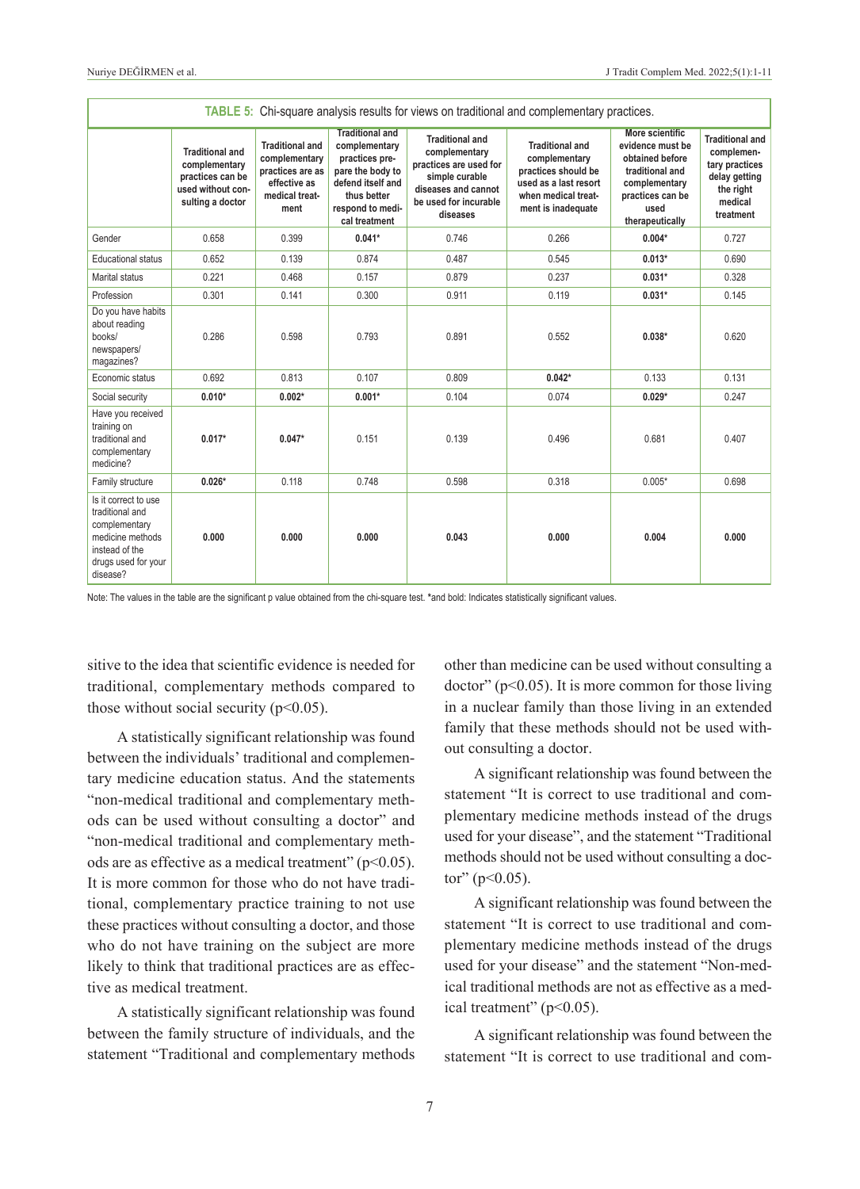**TABLE 5:** Chi-square analysis results for views on traditional and complementary practices.

| | Traditional and complementary practices can be used without consulting a doctor | Traditional and complementary practices are as effective as medical treatment | Traditional and complementary practices prepare the body to defend itself and thus better respond to medical treatment | Traditional and complementary practices are used for simple curable diseases and cannot be used for incurable diseases | Traditional and complementary practices should be used as a last resort when medical treatment is inadequate | More scientific evidence must be obtained before traditional and complementary practices can be used therapeutically | Traditional and complementary practices delay getting the right medical treatment |
|---|---|---|---|---|---|---|---|
| Gender | 0.658 | 0.399 | **0.041*** | 0.746 | 0.266 | **0.004*** | 0.727 |
| Educational status | 0.652 | 0.139 | 0.874 | 0.487 | 0.545 | **0.013*** | 0.690 |
| Marital status | 0.221 | 0.468 | 0.157 | 0.879 | 0.237 | **0.031*** | 0.328 |
| Profession | 0.301 | 0.141 | 0.300 | 0.911 | 0.119 | **0.031*** | 0.145 |
| Do you have habits about reading books/ newspapers/ magazines? | 0.286 | 0.598 | 0.793 | 0.891 | 0.552 | **0.038*** | 0.620 |
| Economic status | 0.692 | 0.813 | 0.107 | 0.809 | **0.042*** | 0.133 | 0.131 |
| Social security | **0.010*** | **0.002*** | **0.001*** | 0.104 | 0.074 | **0.029*** | 0.247 |
| Have you received training on traditional and complementary medicine? | **0.017*** | **0.047*** | 0.151 | 0.139 | 0.496 | 0.681 | 0.407 |
| Family structure | **0.026*** | 0.118 | 0.748 | 0.598 | 0.318 | 0.005* | 0.698 |
| Is it correct to use traditional and complementary medicine methods instead of the drugs used for your disease? | **0.000** | **0.000** | **0.000** | **0.043** | **0.000** | **0.004** | **0.000** |

Note: The values in the table are the significant p value obtained from the chi-square test. *and bold: Indicates statistically significant values.

sitive to the idea that scientific evidence is needed for traditional, complementary methods compared to those without social security ($p<0.05$).

A statistically significant relationship was found between the individuals' traditional and complementary medicine education status. And the statements "non-medical traditional and complementary methods can be used without consulting a doctor" and "non-medical traditional and complementary methods are as effective as a medical treatment" ($p<0.05$). It is more common for those who do not have traditional, complementary practice training to not use these practices without consulting a doctor, and those who do not have training on the subject are more likely to think that traditional practices are as effective as medical treatment.

A statistically significant relationship was found between the family structure of individuals, and the statement "Traditional and complementary methods other than medicine can be used without consulting a doctor" ($p<0.05$). It is more common for those living in a nuclear family than those living in an extended family that these methods should not be used without consulting a doctor.

A significant relationship was found between the statement "It is correct to use traditional and complementary medicine methods instead of the drugs used for your disease", and the statement "Traditional methods should not be used without consulting a doctor" ($p<0.05$).

A significant relationship was found between the statement "It is correct to use traditional and complementary medicine methods instead of the drugs used for your disease" and the statement "Non-medical traditional methods are not as effective as a medical treatment" ($p<0.05$).

A significant relationship was found between the statement "It is correct to use traditional and com-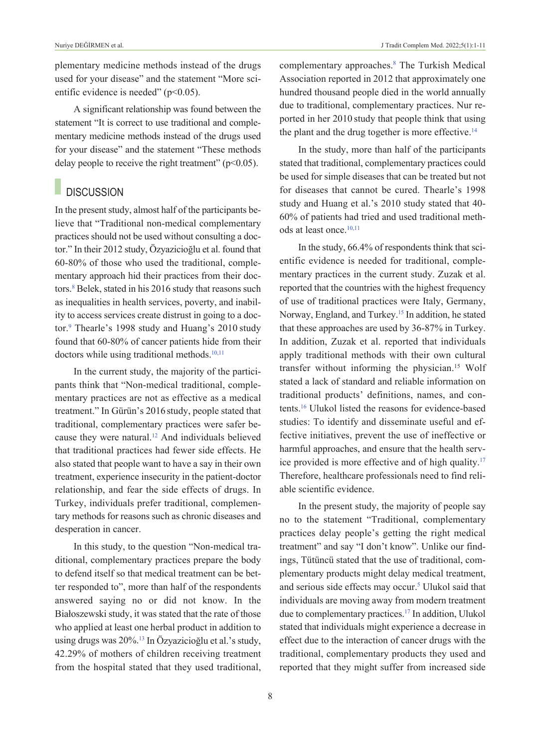plementary medicine methods instead of the drugs used for your disease" and the statement "More scientific evidence is needed" ($p<0.05$).

A significant relationship was found between the statement "It is correct to use traditional and complementary medicine methods instead of the drugs used for your disease" and the statement "These methods delay people to receive the right treatment" ($p<0.05$).

## DISCUSSION

In the present study, almost half of the participants believe that "Traditional non-medical complementary practices should not be used without consulting a doctor." In their 2012 study, Özyazicioğlu et al. found that 60-80% of those who used the traditional, complementary approach hid their practices from their doctors.[8] Belek, stated in his 2016 study that reasons such as inequalities in health services, poverty, and inability to access services create distrust in going to a doctor.[9] Thearle's 1998 study and Huang's 2010 study found that 60-80% of cancer patients hide from their doctors while using traditional methods.[10,11]

In the current study, the majority of the participants think that "Non-medical traditional, complementary practices are not as effective as a medical treatment." In Gürün's 2016 study, people stated that traditional, complementary practices were safer because they were natural.[12] And individuals believed that traditional practices had fewer side effects. He also stated that people want to have a say in their own treatment, experience insecurity in the patient-doctor relationship, and fear the side effects of drugs. In Turkey, individuals prefer traditional, complementary methods for reasons such as chronic diseases and desperation in cancer.

In this study, to the question "Non-medical traditional, complementary practices prepare the body to defend itself so that medical treatment can be better responded to", more than half of the respondents answered saying no or did not know. In the Białoszewski study, it was stated that the rate of those who applied at least one herbal product in addition to using drugs was 20%.[13] In Özyazicioğlu et al.'s study, 42.29% of mothers of children receiving treatment from the hospital stated that they used traditional, complementary approaches.[8] The Turkish Medical Association reported in 2012 that approximately one hundred thousand people died in the world annually due to traditional, complementary practices. Nur reported in her 2010 study that people think that using the plant and the drug together is more effective.[14]

In the study, more than half of the participants stated that traditional, complementary practices could be used for simple diseases that can be treated but not for diseases that cannot be cured. Thearle's 1998 study and Huang et al.'s 2010 study stated that 40-60% of patients had tried and used traditional methods at least once.[10,11]

In the study, 66.4% of respondents think that scientific evidence is needed for traditional, complementary practices in the current study. Zuzak et al. reported that the countries with the highest frequency of use of traditional practices were Italy, Germany, Norway, England, and Turkey.[15] In addition, he stated that these approaches are used by 36-87% in Turkey. In addition, Zuzak et al. reported that individuals apply traditional methods with their own cultural transfer without informing the physician.[15] Wolf stated a lack of standard and reliable information on traditional products' definitions, names, and contents.[16] Ulukol listed the reasons for evidence-based studies: To identify and disseminate useful and effective initiatives, prevent the use of ineffective or harmful approaches, and ensure that the health service provided is more effective and of high quality.[17] Therefore, healthcare professionals need to find reliable scientific evidence.

In the present study, the majority of people say no to the statement "Traditional, complementary practices delay people's getting the right medical treatment" and say "I don't know". Unlike our findings, Tütüncü stated that the use of traditional, complementary products might delay medical treatment, and serious side effects may occur.[5] Ulukol said that individuals are moving away from modern treatment due to complementary practices.[17] In addition, Ulukol stated that individuals might experience a decrease in effect due to the interaction of cancer drugs with the traditional, complementary products they used and reported that they might suffer from increased side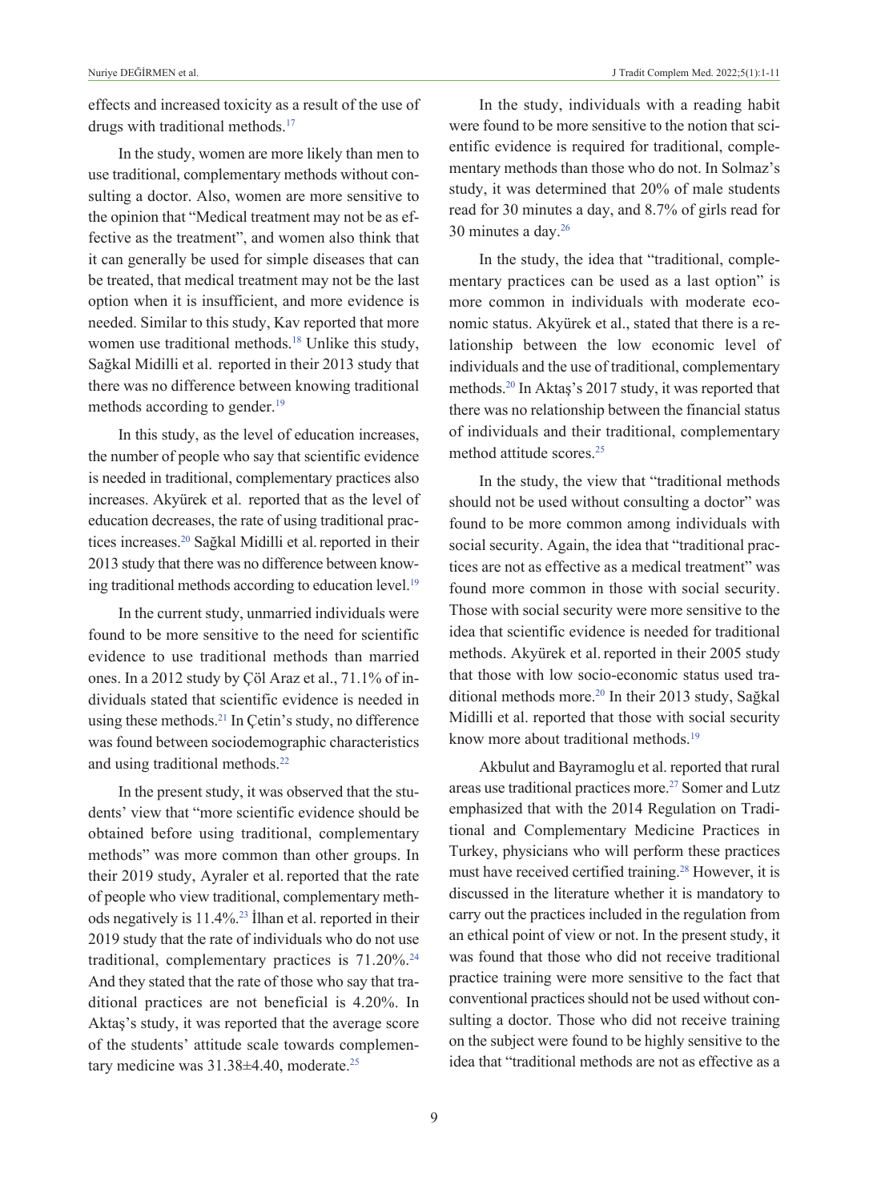effects and increased toxicity as a result of the use of drugs with traditional methods.[17]

In the study, women are more likely than men to use traditional, complementary methods without consulting a doctor. Also, women are more sensitive to the opinion that "Medical treatment may not be as effective as the treatment", and women also think that it can generally be used for simple diseases that can be treated, that medical treatment may not be the last option when it is insufficient, and more evidence is needed. Similar to this study, Kav reported that more women use traditional methods.[18] Unlike this study, Sağkal Midilli et al. reported in their 2013 study that there was no difference between knowing traditional methods according to gender.[19]

In this study, as the level of education increases, the number of people who say that scientific evidence is needed in traditional, complementary practices also increases. Akyürek et al. reported that as the level of education decreases, the rate of using traditional practices increases.[20] Sağkal Midilli et al. reported in their 2013 study that there was no difference between knowing traditional methods according to education level.[19]

In the current study, unmarried individuals were found to be more sensitive to the need for scientific evidence to use traditional methods than married ones. In a 2012 study by Çöl Araz et al., 71.1% of individuals stated that scientific evidence is needed in using these methods.[21] In Çetin's study, no difference was found between sociodemographic characteristics and using traditional methods.[22]

In the present study, it was observed that the students' view that "more scientific evidence should be obtained before using traditional, complementary methods" was more common than other groups. In their 2019 study, Ayraler et al. reported that the rate of people who view traditional, complementary methods negatively is 11.4%.[23] İlhan et al. reported in their 2019 study that the rate of individuals who do not use traditional, complementary practices is 71.20%.[24] And they stated that the rate of those who say that traditional practices are not beneficial is 4.20%. In Aktaş's study, it was reported that the average score of the students' attitude scale towards complementary medicine was 31.38±4.40, moderate.[25]

In the study, individuals with a reading habit were found to be more sensitive to the notion that scientific evidence is required for traditional, complementary methods than those who do not. In Solmaz's study, it was determined that 20% of male students read for 30 minutes a day, and 8.7% of girls read for 30 minutes a day.[26]

In the study, the idea that "traditional, complementary practices can be used as a last option" is more common in individuals with moderate economic status. Akyürek et al., stated that there is a relationship between the low economic level of individuals and the use of traditional, complementary methods.[20] In Aktaş's 2017 study, it was reported that there was no relationship between the financial status of individuals and their traditional, complementary method attitude scores.[25]

In the study, the view that "traditional methods should not be used without consulting a doctor" was found to be more common among individuals with social security. Again, the idea that "traditional practices are not as effective as a medical treatment" was found more common in those with social security. Those with social security were more sensitive to the idea that scientific evidence is needed for traditional methods. Akyürek et al. reported in their 2005 study that those with low socio-economic status used traditional methods more.[20] In their 2013 study, Sağkal Midilli et al. reported that those with social security know more about traditional methods.[19]

Akbulut and Bayramoglu et al. reported that rural areas use traditional practices more.[27] Somer and Lutz emphasized that with the 2014 Regulation on Traditional and Complementary Medicine Practices in Turkey, physicians who will perform these practices must have received certified training.[28] However, it is discussed in the literature whether it is mandatory to carry out the practices included in the regulation from an ethical point of view or not. In the present study, it was found that those who did not receive traditional practice training were more sensitive to the fact that conventional practices should not be used without consulting a doctor. Those who did not receive training on the subject were found to be highly sensitive to the idea that "traditional methods are not as effective as a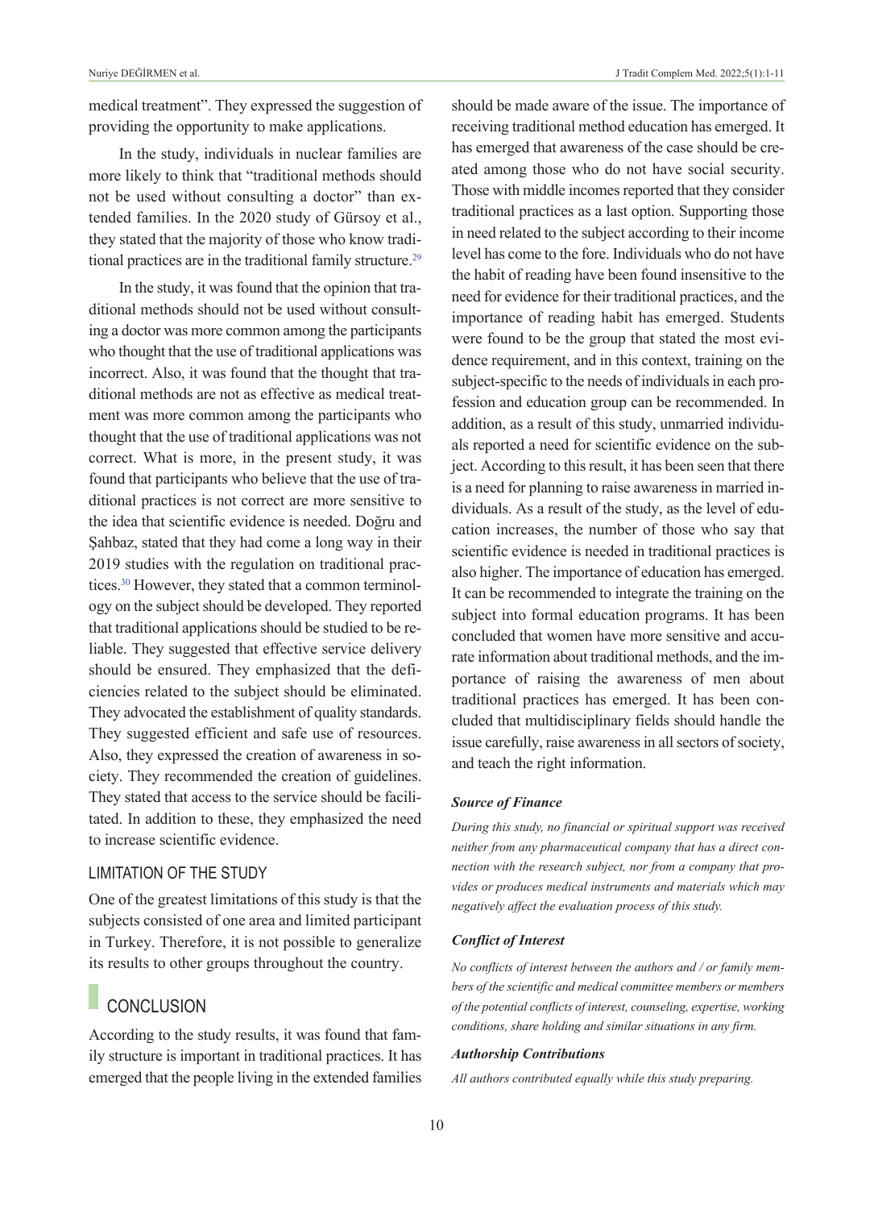medical treatment". They expressed the suggestion of providing the opportunity to make applications.

In the study, individuals in nuclear families are more likely to think that "traditional methods should not be used without consulting a doctor" than extended families. In the 2020 study of Gürsoy et al., they stated that the majority of those who know traditional practices are in the traditional family structure.[29]

In the study, it was found that the opinion that traditional methods should not be used without consulting a doctor was more common among the participants who thought that the use of traditional applications was incorrect. Also, it was found that the thought that traditional methods are not as effective as medical treatment was more common among the participants who thought that the use of traditional applications was not correct. What is more, in the present study, it was found that participants who believe that the use of traditional practices is not correct are more sensitive to the idea that scientific evidence is needed. Doğru and Şahbaz, stated that they had come a long way in their 2019 studies with the regulation on traditional practices.[30] However, they stated that a common terminology on the subject should be developed. They reported that traditional applications should be studied to be reliable. They suggested that effective service delivery should be ensured. They emphasized that the deficiencies related to the subject should be eliminated. They advocated the establishment of quality standards. They suggested efficient and safe use of resources. Also, they expressed the creation of awareness in society. They recommended the creation of guidelines. They stated that access to the service should be facilitated. In addition to these, they emphasized the need to increase scientific evidence.

## LIMITATION OF THE STUDY

One of the greatest limitations of this study is that the subjects consisted of one area and limited participant in Turkey. Therefore, it is not possible to generalize its results to other groups throughout the country.

## CONCLUSION

According to the study results, it was found that family structure is important in traditional practices. It has emerged that the people living in the extended families should be made aware of the issue. The importance of receiving traditional method education has emerged. It has emerged that awareness of the case should be created among those who do not have social security. Those with middle incomes reported that they consider traditional practices as a last option. Supporting those in need related to the subject according to their income level has come to the fore. Individuals who do not have the habit of reading have been found insensitive to the need for evidence for their traditional practices, and the importance of reading habit has emerged. Students were found to be the group that stated the most evidence requirement, and in this context, training on the subject-specific to the needs of individuals in each profession and education group can be recommended. In addition, as a result of this study, unmarried individuals reported a need for scientific evidence on the subject. According to this result, it has been seen that there is a need for planning to raise awareness in married individuals. As a result of the study, as the level of education increases, the number of those who say that scientific evidence is needed in traditional practices is also higher. The importance of education has emerged. It can be recommended to integrate the training on the subject into formal education programs. It has been concluded that women have more sensitive and accurate information about traditional methods, and the importance of raising the awareness of men about traditional practices has emerged. It has been concluded that multidisciplinary fields should handle the issue carefully, raise awareness in all sectors of society, and teach the right information.

### *Source of Finance*

*During this study, no financial or spiritual support was received neither from any pharmaceutical company that has a direct connection with the research subject, nor from a company that provides or produces medical instruments and materials which may negatively affect the evaluation process of this study.*

### *Conflict of Interest*

*No conflicts of interest between the authors and / or family members of the scientific and medical committee members or members of the potential conflicts of interest, counseling, expertise, working conditions, share holding and similar situations in any firm.*

### *Authorship Contributions*

*All authors contributed equally while this study preparing.*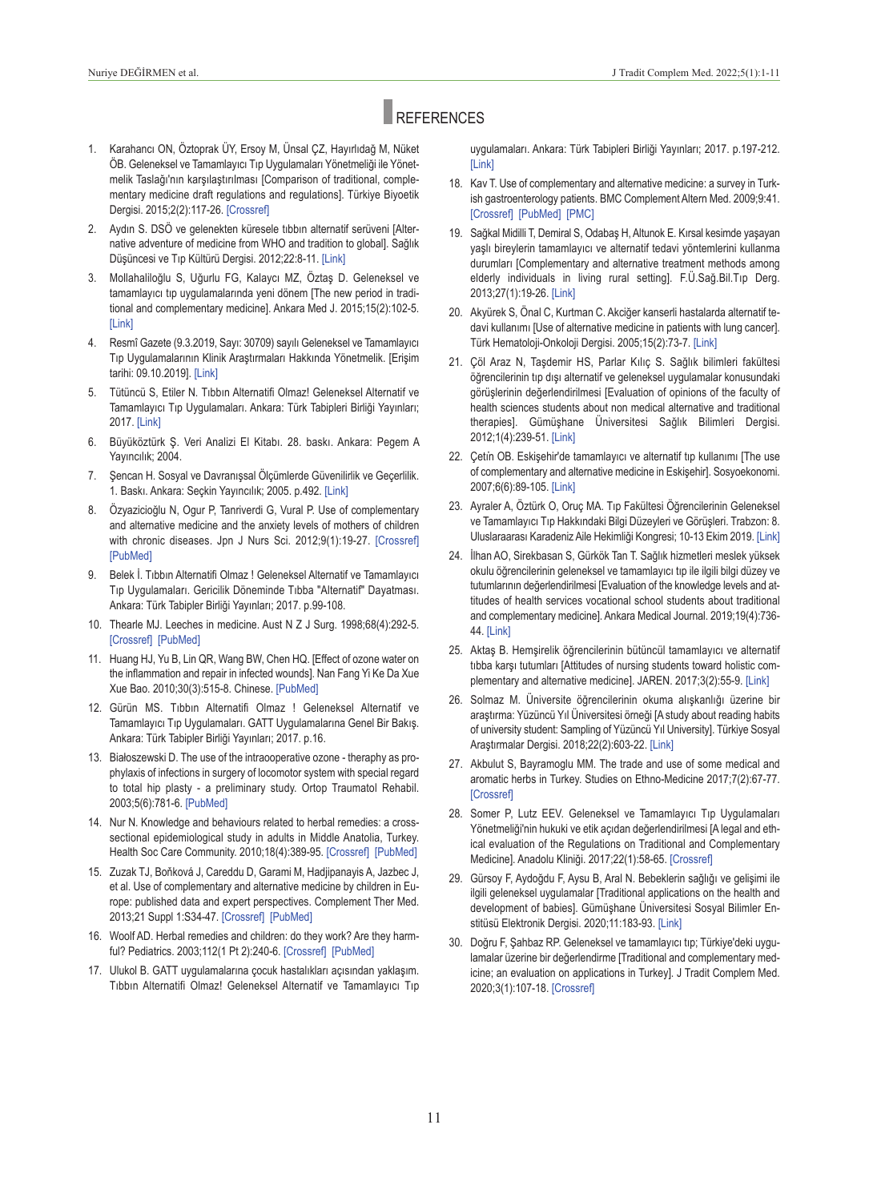## REFERENCES

1. Karahancı ON, Öztoprak ÜY, Ersoy M, Ünsal ÇZ, Hayırlıdağ M, Nüket ÖB. Geleneksel ve Tamamlayıcı Tıp Uygulamaları Yönetmeliği ile Yönetmelik Taslağı'nın karşılaştırılması [Comparison of traditional, complementary medicine draft regulations and regulations]. Türkiye Biyoetik Dergisi. 2015;2(2):117-26. [Crossref]
2. Aydın S. DSÖ ve gelenekten küresele tıbbın alternatif serüveni [Alternative adventure of medicine from WHO and tradition to global]. Sağlık Düşüncesi ve Tıp Kültürü Dergisi. 2012;22:8-11. [Link]
3. Mollahaliloğlu S, Uğurlu FG, Kalaycı MZ, Öztaş D. Geleneksel ve tamamlayıcı tıp uygulamalarında yeni dönem [The new period in traditional and complementary medicine]. Ankara Med J. 2015;15(2):102-5. [Link]
4. Resmî Gazete (9.3.2019, Sayı: 30709) sayılı Geleneksel ve Tamamlayıcı Tıp Uygulamalarının Klinik Araştırmaları Hakkında Yönetmelik. [Erişim tarihi: 09.10.2019]. [Link]
5. Tütüncü S, Etiler N. Tıbbın Alternatifi Olmaz! Geleneksel Alternatif ve Tamamlayıcı Tıp Uygulamaları. Ankara: Türk Tabipleri Birliği Yayınları; 2017. [Link]
6. Büyüköztürk Ş. Veri Analizi El Kitabı. 28. baskı. Ankara: Pegem A Yayıncılık; 2004.
7. Şencan H. Sosyal ve Davranışsal Ölçümlerde Güvenilirlik ve Geçerlilik. 1. Baskı. Ankara: Seçkin Yayıncılık; 2005. p.492. [Link]
8. Özyazicioğlu N, Ogur P, Tanriverdi G, Vural P. Use of complementary and alternative medicine and the anxiety levels of mothers of children with chronic diseases. Jpn J Nurs Sci. 2012;9(1):19-27. [Crossref] [PubMed]
9. Belek İ. Tıbbın Alternatifi Olmaz ! Geleneksel Alternatif ve Tamamlayıcı Tıp Uygulamaları. Gericilik Döneminde Tıbba "Alternatif" Dayatması. Ankara: Türk Tabipler Birliği Yayınları; 2017. p.99-108.
10. Thearle MJ. Leeches in medicine. Aust N Z J Surg. 1998;68(4):292-5. [Crossref] [PubMed]
11. Huang HJ, Yu B, Lin QR, Wang BW, Chen HQ. [Effect of ozone water on the inflammation and repair in infected wounds]. Nan Fang Yi Ke Da Xue Xue Bao. 2010;30(3):515-8. Chinese. [PubMed]
12. Gürün MS. Tıbbın Alternatifi Olmaz ! Geleneksel Alternatif ve Tamamlayıcı Tıp Uygulamaları. GATT Uygulamalarına Genel Bir Bakış. Ankara: Türk Tabipler Birliği Yayınları; 2017. p.16.
13. Białoszewski D. The use of the intraoperative ozone - theraphy as prophylaxis of infections in surgery of locomotor system with special regard to total hip plasty - a preliminary study. Ortop Traumatol Rehabil. 2003;5(6):781-6. [PubMed]
14. Nur N. Knowledge and behaviours related to herbal remedies: a cross-sectional epidemiological study in adults in Middle Anatolia, Turkey. Health Soc Care Community. 2010;18(4):389-95. [Crossref] [PubMed]
15. Zuzak TJ, Boňková J, Careddu D, Garami M, Hadjipanayis A, Jazbec J, et al. Use of complementary and alternative medicine by children in Europe: published data and expert perspectives. Complement Ther Med. 2013;21 Suppl 1:S34-47. [Crossref] [PubMed]
16. Woolf AD. Herbal remedies and children: do they work? Are they harmful? Pediatrics. 2003;112(1 Pt 2):240-6. [Crossref] [PubMed]
17. Ulukol B. GATT uygulamalarına çocuk hastalıkları açısından yaklaşım. Tıbbın Alternatifi Olmaz! Geleneksel Alternatif ve Tamamlayıcı Tıp uygulamaları. Ankara: Türk Tabipleri Birliği Yayınları; 2017. p.197-212. [Link]
18. Kav T. Use of complementary and alternative medicine: a survey in Turkish gastroenterology patients. BMC Complement Altern Med. 2009;9:41. [Crossref] [PubMed] [PMC]
19. Sağkal Midilli T, Demiral S, Odabaş H, Altunok E. Kırsal kesimde yaşayan yaşlı bireylerin tamamlayıcı ve alternatif tedavi yöntemlerini kullanma durumları [Complementary and alternative treatment methods among elderly individuals in living rural setting]. F.Ü.Sağ.Bil.Tıp Derg. 2013;27(1):19-26. [Link]
20. Akyürek S, Önal C, Kurtman C. Akciğer kanserli hastalarda alternatif tedavi kullanımı [Use of alternative medicine in patients with lung cancer]. Türk Hematoloji-Onkoloji Dergisi. 2005;15(2):73-7. [Link]
21. Çöl Araz N, Taşdemir HS, Parlar Kılıç S. Sağlık bilimleri fakültesi öğrencilerinin tıp dışı alternatif ve geleneksel uygulamalar konusundaki görüşlerinin değerlendirilmesi [Evaluation of opinions of the faculty of health sciences students about non medical alternative and traditional therapies]. Gümüşhane Üniversitesi Sağlık Bilimleri Dergisi. 2012;1(4):239-51. [Link]
22. Çetín OB. Eskişehir'de tamamlayıcı ve alternatif tıp kullanımı [The use of complementary and alternative medicine in Eskişehir]. Sosyoekonomi. 2007;6(6):89-105. [Link]
23. Ayraler A, Öztürk O, Oruç MA. Tıp Fakültesi Öğrencilerinin Geleneksel ve Tamamlayıcı Tıp Hakkındaki Bilgi Düzeyleri ve Görüşleri. Trabzon: 8. Uluslaraarası Karadeniz Aile Hekimliği Kongresi; 10-13 Ekim 2019. [Link]
24. İlhan AO, Sirekbasan S, Gürkök Tan T. Sağlık hizmetleri meslek yüksek okulu öğrencilerinin geleneksel ve tamamlayıcı tıp ile ilgili bilgi düzey ve tutumlarının değerlendirilmesi [Evaluation of the knowledge levels and attitudes of health services vocational school students about traditional and complementary medicine]. Ankara Medical Journal. 2019;19(4):736-44. [Link]
25. Aktaş B. Hemşirelik öğrencilerinin bütüncül tamamlayıcı ve alternatif tıbba karşı tutumları [Attitudes of nursing students toward holistic complementary and alternative medicine]. JAREN. 2017;3(2):55-9. [Link]
26. Solmaz M. Üniversite öğrencilerinin okuma alışkanlığı üzerine bir araştırma: Yüzüncü Yıl Üniversitesi örneği [A study about reading habits of university student: Sampling of Yüzüncü Yıl University]. Türkiye Sosyal Araştırmalar Dergisi. 2018;22(2):603-22. [Link]
27. Akbulut S, Bayramoglu MM. The trade and use of some medical and aromatic herbs in Turkey. Studies on Ethno-Medicine 2017;7(2):67-77. [Crossref]
28. Somer P, Lutz EEV. Geleneksel ve Tamamlayıcı Tıp Uygulamaları Yönetmeliği'nin hukuki ve etik açıdan değerlendirilmesi [A legal and ethical evaluation of the Regulations on Traditional and Complementary Medicine]. Anadolu Kliniği. 2017;22(1):58-65. [Crossref]
29. Gürsoy F, Aydoğdu F, Aysu B, Aral N. Bebeklerin sağlığı ve gelişimi ile ilgili geleneksel uygulamalar [Traditional applications on the health and development of babies]. Gümüşhane Üniversitesi Sosyal Bilimler Enstitüsü Elektronik Dergisi. 2020;11:183-93. [Link]
30. Doğru F, Şahbaz RP. Geleneksel ve tamamlayıcı tıp; Türkiye'deki uygulamalar üzerine bir değerlendirme [Traditional and complementary medicine; an evaluation on applications in Turkey]. J Tradit Complem Med. 2020;3(1):107-18. [Crossref]